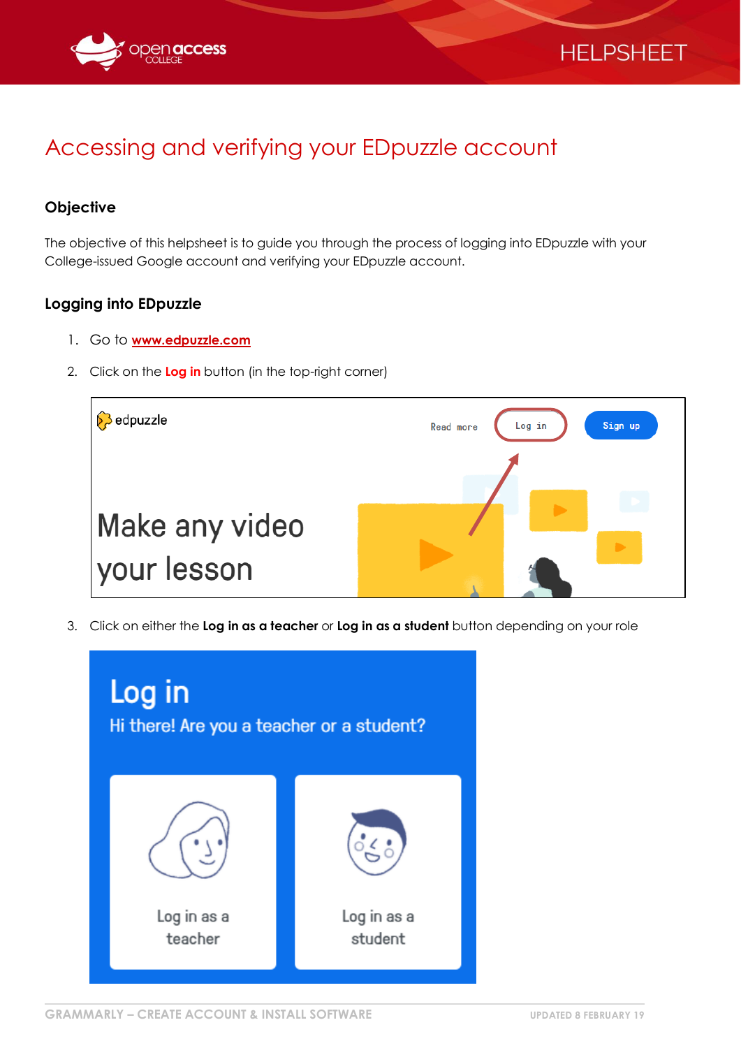# Accessing and verifying your EDpuzzle account

## Objective

The objective of this helpsheet is to guide you through the process of logging into EDpuzzle with your College-issued Google account and verifying your EDpuzzle account.

## Logging into EDpuzzle

1. Go to **www.edpuzzle.com**
2. Click on the **Log in** button (in the top-right corner)
3. Click on either the **Log in as a teacher** or **Log in as a student** button depending on your role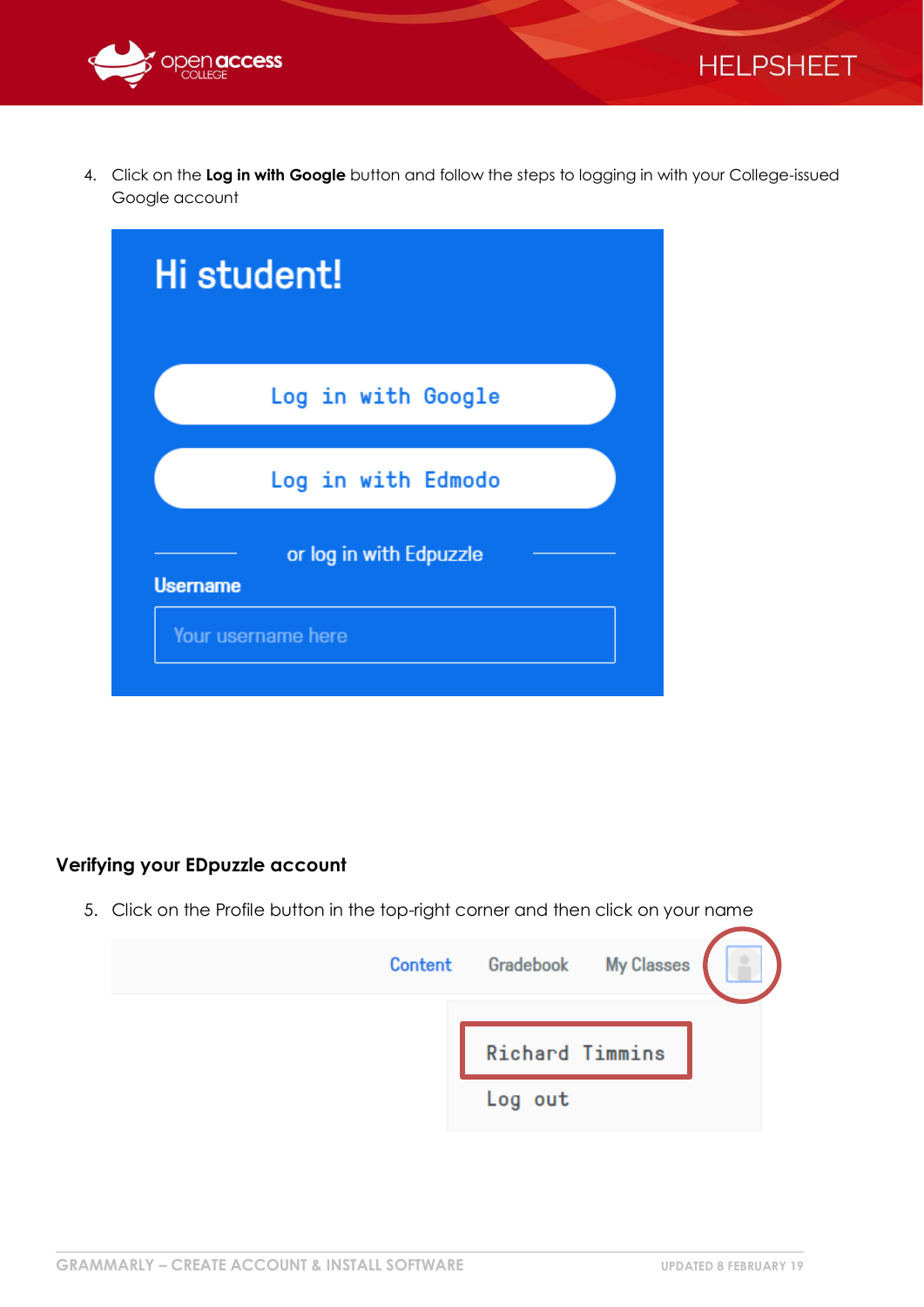4. Click on the **Log in with Google** button and follow the steps to logging in with your College-issued Google account

Hi student!

Log in with Google

Log in with Edmodo

or log in with Edpuzzle

Username

Your username here

### Verifying your EDpuzzle account

5. Click on the Profile button in the top-right corner and then click on your name

Content Gradebook My Classes

Richard Timmins

Log out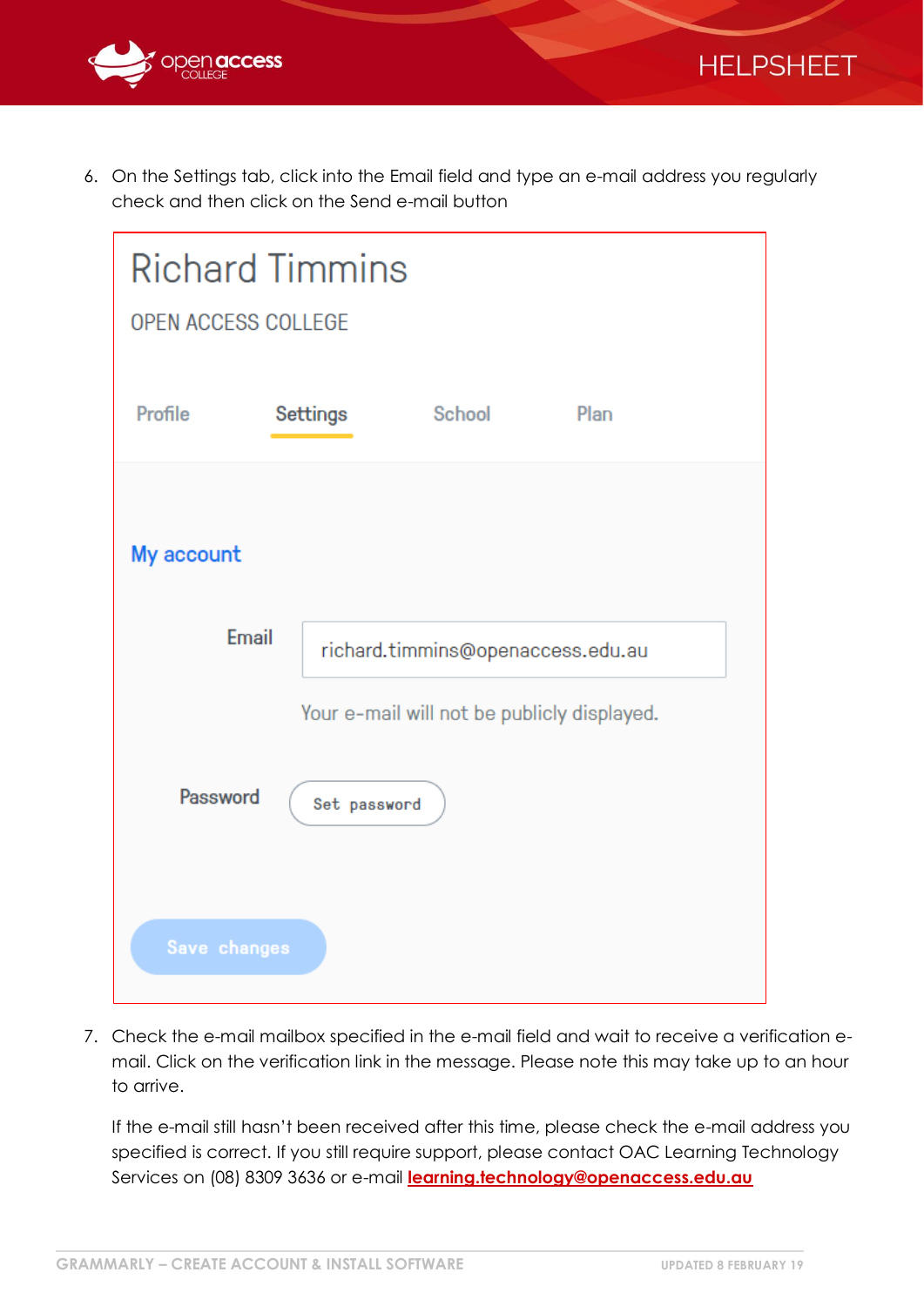6. On the Settings tab, click into the Email field and type an e-mail address you regularly check and then click on the Send e-mail button

Richard Timmins

OPEN ACCESS COLLEGE

Profile Settings School Plan

My account

Email richard.timmins@openaccess.edu.au

Your e-mail will not be publicly displayed.

Password Set password

Save changes

7. Check the e-mail mailbox specified in the e-mail field and wait to receive a verification e-mail. Click on the verification link in the message. Please note this may take up to an hour to arrive.

   If the e-mail still hasn't been received after this time, please check the e-mail address you specified is correct. If you still require support, please contact OAC Learning Technology Services on (08) 8309 3636 or e-mail **learning.technology@openaccess.edu.au**